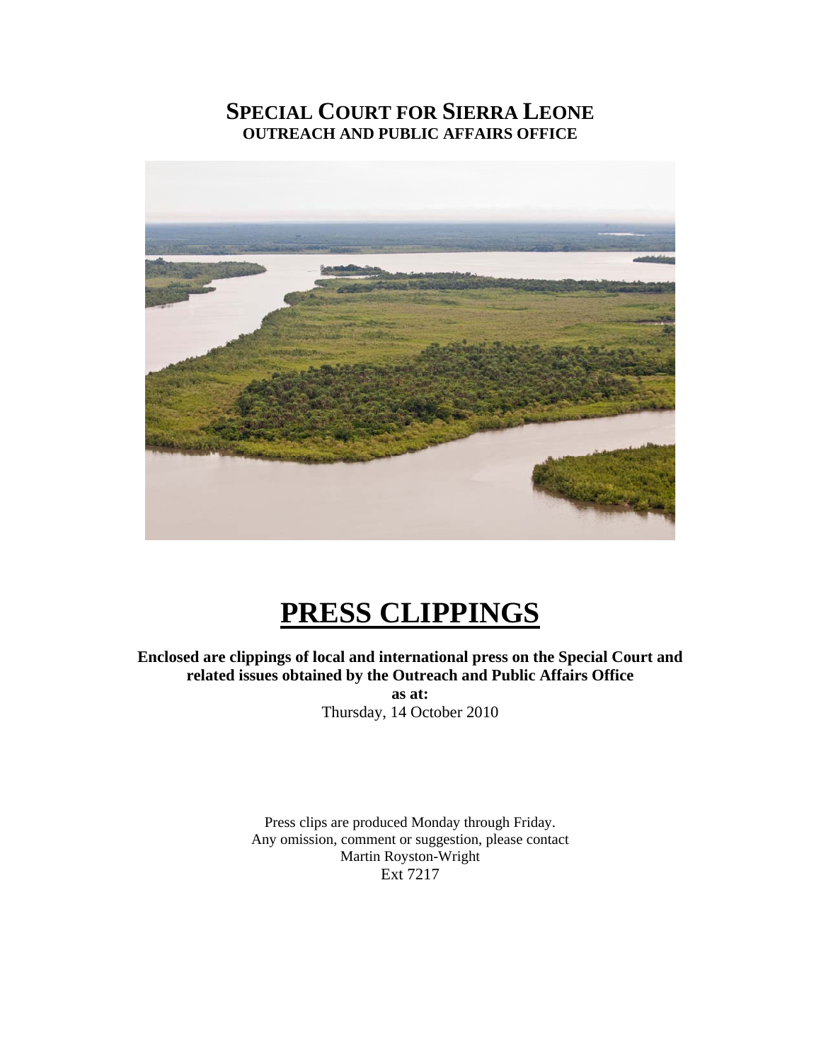# SPECIAL COURT FOR SIERRA LEONE
## OUTREACH AND PUBLIC AFFAIRS OFFICE

# PRESS CLIPPINGS

**Enclosed are clippings of local and international press on the Special Court and related issues obtained by the Outreach and Public Affairs Office**

**as at:**

Thursday, 14 October 2010

Press clips are produced Monday through Friday.
Any omission, comment or suggestion, please contact
Martin Royston-Wright
Ext 7217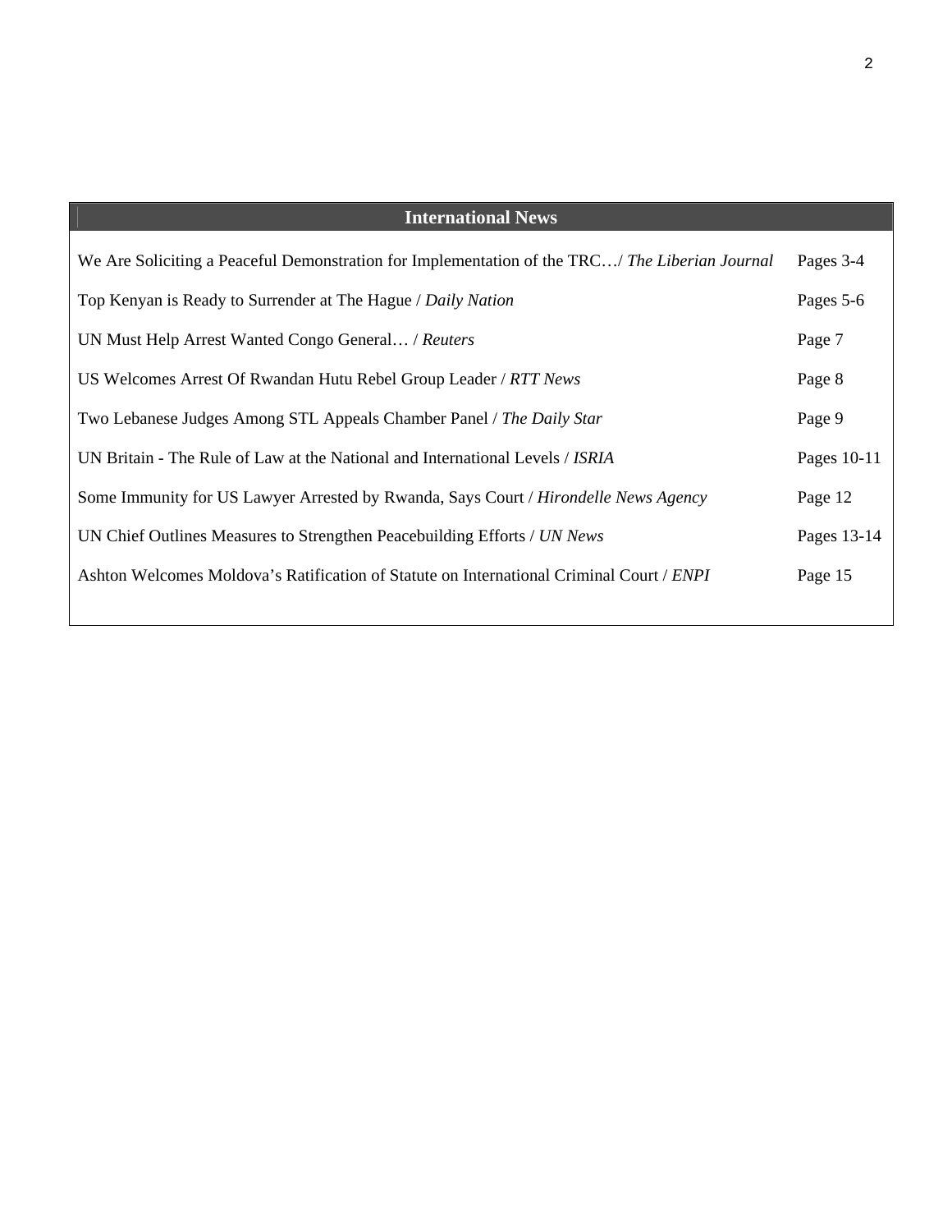| International News | |
|---|---|
| We Are Soliciting a Peaceful Demonstration for Implementation of the TRC…/ *The Liberian Journal* | Pages 3-4 |
| Top Kenyan is Ready to Surrender at The Hague / *Daily Nation* | Pages 5-6 |
| UN Must Help Arrest Wanted Congo General… / *Reuters* | Page 7 |
| US Welcomes Arrest Of Rwandan Hutu Rebel Group Leader / *RTT News* | Page 8 |
| Two Lebanese Judges Among STL Appeals Chamber Panel / *The Daily Star* | Page 9 |
| UN Britain - The Rule of Law at the National and International Levels / *ISRIA* | Pages 10-11 |
| Some Immunity for US Lawyer Arrested by Rwanda, Says Court / *Hirondelle News Agency* | Page 12 |
| UN Chief Outlines Measures to Strengthen Peacebuilding Efforts / *UN News* | Pages 13-14 |
| Ashton Welcomes Moldova's Ratification of Statute on International Criminal Court / *ENPI* | Page 15 |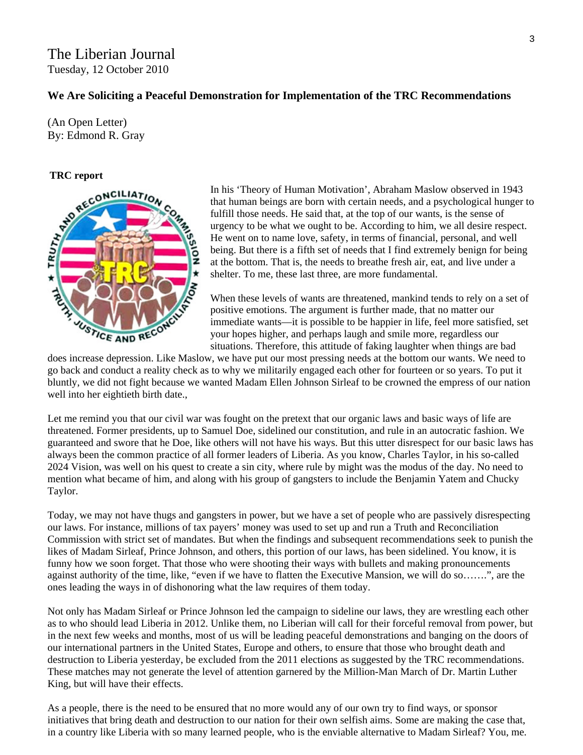# The Liberian Journal
Tuesday, 12 October 2010

**We Are Soliciting a Peaceful Demonstration for Implementation of the TRC Recommendations**

(An Open Letter)
By: Edmond R. Gray

**TRC report**

In his 'Theory of Human Motivation', Abraham Maslow observed in 1943 that human beings are born with certain needs, and a psychological hunger to fulfill those needs. He said that, at the top of our wants, is the sense of urgency to be what we ought to be. According to him, we all desire respect. He went on to name love, safety, in terms of financial, personal, and well being. But there is a fifth set of needs that I find extremely benign for being at the bottom. That is, the needs to breathe fresh air, eat, and live under a shelter. To me, these last three, are more fundamental.

When these levels of wants are threatened, mankind tends to rely on a set of positive emotions. The argument is further made, that no matter our immediate wants—it is possible to be happier in life, feel more satisfied, set your hopes higher, and perhaps laugh and smile more, regardless our situations. Therefore, this attitude of faking laughter when things are bad does increase depression. Like Maslow, we have put our most pressing needs at the bottom our wants. We need to go back and conduct a reality check as to why we militarily engaged each other for fourteen or so years. To put it bluntly, we did not fight because we wanted Madam Ellen Johnson Sirleaf to be crowned the empress of our nation well into her eightieth birth date.,

Let me remind you that our civil war was fought on the pretext that our organic laws and basic ways of life are threatened. Former presidents, up to Samuel Doe, sidelined our constitution, and rule in an autocratic fashion. We guaranteed and swore that he Doe, like others will not have his ways. But this utter disrespect for our basic laws has always been the common practice of all former leaders of Liberia. As you know, Charles Taylor, in his so-called 2024 Vision, was well on his quest to create a sin city, where rule by might was the modus of the day. No need to mention what became of him, and along with his group of gangsters to include the Benjamin Yatem and Chucky Taylor.

Today, we may not have thugs and gangsters in power, but we have a set of people who are passively disrespecting our laws. For instance, millions of tax payers' money was used to set up and run a Truth and Reconciliation Commission with strict set of mandates. But when the findings and subsequent recommendations seek to punish the likes of Madam Sirleaf, Prince Johnson, and others, this portion of our laws, has been sidelined. You know, it is funny how we soon forget. That those who were shooting their ways with bullets and making pronouncements against authority of the time, like, "even if we have to flatten the Executive Mansion, we will do so…….", are the ones leading the ways in of dishonoring what the law requires of them today.

Not only has Madam Sirleaf or Prince Johnson led the campaign to sideline our laws, they are wrestling each other as to who should lead Liberia in 2012. Unlike them, no Liberian will call for their forceful removal from power, but in the next few weeks and months, most of us will be leading peaceful demonstrations and banging on the doors of our international partners in the United States, Europe and others, to ensure that those who brought death and destruction to Liberia yesterday, be excluded from the 2011 elections as suggested by the TRC recommendations. These matches may not generate the level of attention garnered by the Million-Man March of Dr. Martin Luther King, but will have their effects.

As a people, there is the need to be ensured that no more would any of our own try to find ways, or sponsor initiatives that bring death and destruction to our nation for their own selfish aims. Some are making the case that, in a country like Liberia with so many learned people, who is the enviable alternative to Madam Sirleaf? You, me.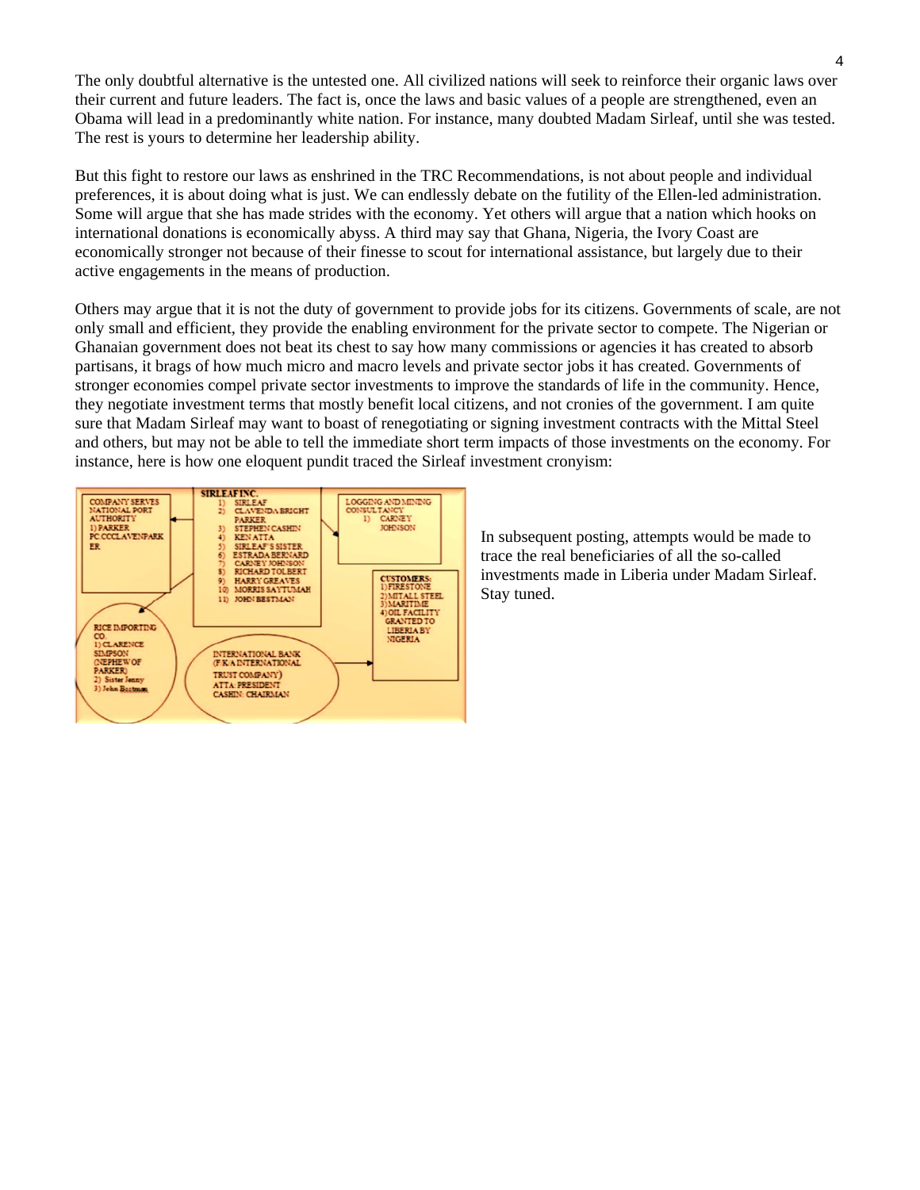The only doubtful alternative is the untested one. All civilized nations will seek to reinforce their organic laws over their current and future leaders. The fact is, once the laws and basic values of a people are strengthened, even an Obama will lead in a predominantly white nation. For instance, many doubted Madam Sirleaf, until she was tested. The rest is yours to determine her leadership ability.

But this fight to restore our laws as enshrined in the TRC Recommendations, is not about people and individual preferences, it is about doing what is just. We can endlessly debate on the futility of the Ellen-led administration. Some will argue that she has made strides with the economy. Yet others will argue that a nation which hooks on international donations is economically abyss. A third may say that Ghana, Nigeria, the Ivory Coast are economically stronger not because of their finesse to scout for international assistance, but largely due to their active engagements in the means of production.

Others may argue that it is not the duty of government to provide jobs for its citizens. Governments of scale, are not only small and efficient, they provide the enabling environment for the private sector to compete. The Nigerian or Ghanaian government does not beat its chest to say how many commissions or agencies it has created to absorb partisans, it brags of how much micro and macro levels and private sector jobs it has created. Governments of stronger economies compel private sector investments to improve the standards of life in the community. Hence, they negotiate investment terms that mostly benefit local citizens, and not cronies of the government. I am quite sure that Madam Sirleaf may want to boast of renegotiating or signing investment contracts with the Mittal Steel and others, but may not be able to tell the immediate short term impacts of those investments on the economy. For instance, here is how one eloquent pundit traced the Sirleaf investment cronyism:

**SIRLEAF INC.**
1) SIRLEAF
2) CLAVENDA BRIGHT PARKER
3) STEPHEN CASHIN
4) KEN ATTA
5) SIRLEAF'S SISTER
6) ESTRADA BERNARD
7) CARNEY JOHNSON
8) RICHARD TOLBERT
9) HARRY GREAVES
10) MORRIS SAYTUMAH
11) JOHN BESTMAN

COMPANY SERVES NATIONAL PORT AUTHORITY
1) PARKER
PC CCCLAVENPARKER

LOGGING AND MINING CONSULTANCY
1) CARNEY JOHNSON

CUSTOMERS:
1) FIRESTONE
2) MITALL STEEL
3) MARITIME
4) OIL FACILITY GRANTED TO LIBERIA BY NIGERIA

RICE IMPORTING CO.
1) CLARENCE SIMPSON (NEPHEW OF PARKER)
2) Sister Jenny
3) John Bestman

INTERNATIONAL BANK (F/K/A INTERNATIONAL TRUST COMPANY)
ATTA: PRESIDENT
CASHIN: CHAIRMAN

In subsequent posting, attempts would be made to trace the real beneficiaries of all the so-called investments made in Liberia under Madam Sirleaf. Stay tuned.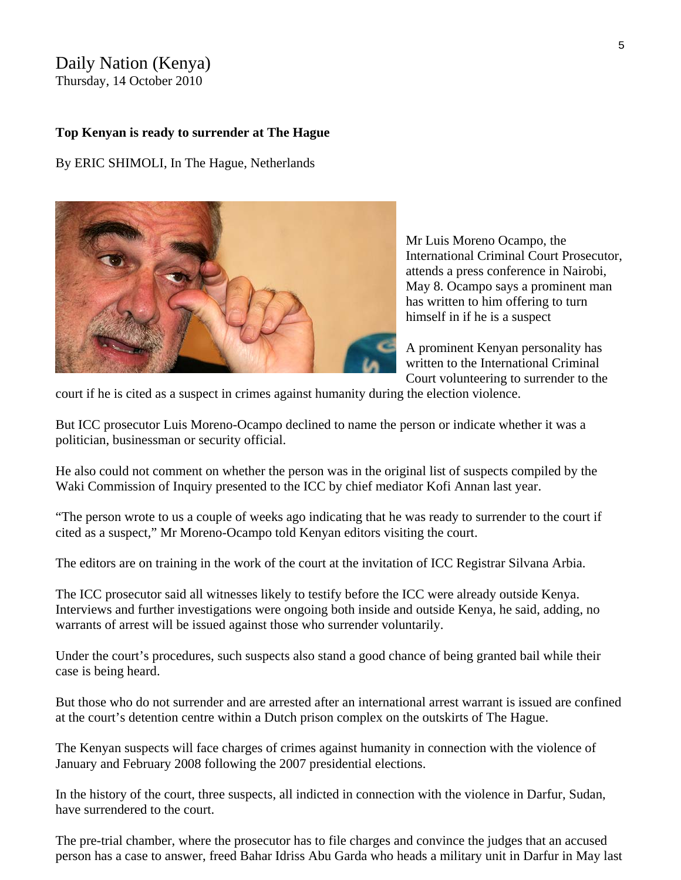Daily Nation (Kenya)
Thursday, 14 October 2010

**Top Kenyan is ready to surrender at The Hague**

By ERIC SHIMOLI, In The Hague, Netherlands

Mr Luis Moreno Ocampo, the International Criminal Court Prosecutor, attends a press conference in Nairobi, May 8. Ocampo says a prominent man has written to him offering to turn himself in if he is a suspect

A prominent Kenyan personality has written to the International Criminal Court volunteering to surrender to the court if he is cited as a suspect in crimes against humanity during the election violence.

But ICC prosecutor Luis Moreno-Ocampo declined to name the person or indicate whether it was a politician, businessman or security official.

He also could not comment on whether the person was in the original list of suspects compiled by the Waki Commission of Inquiry presented to the ICC by chief mediator Kofi Annan last year.

"The person wrote to us a couple of weeks ago indicating that he was ready to surrender to the court if cited as a suspect," Mr Moreno-Ocampo told Kenyan editors visiting the court.

The editors are on training in the work of the court at the invitation of ICC Registrar Silvana Arbia.

The ICC prosecutor said all witnesses likely to testify before the ICC were already outside Kenya. Interviews and further investigations were ongoing both inside and outside Kenya, he said, adding, no warrants of arrest will be issued against those who surrender voluntarily.

Under the court's procedures, such suspects also stand a good chance of being granted bail while their case is being heard.

But those who do not surrender and are arrested after an international arrest warrant is issued are confined at the court's detention centre within a Dutch prison complex on the outskirts of The Hague.

The Kenyan suspects will face charges of crimes against humanity in connection with the violence of January and February 2008 following the 2007 presidential elections.

In the history of the court, three suspects, all indicted in connection with the violence in Darfur, Sudan, have surrendered to the court.

The pre-trial chamber, where the prosecutor has to file charges and convince the judges that an accused person has a case to answer, freed Bahar Idriss Abu Garda who heads a military unit in Darfur in May last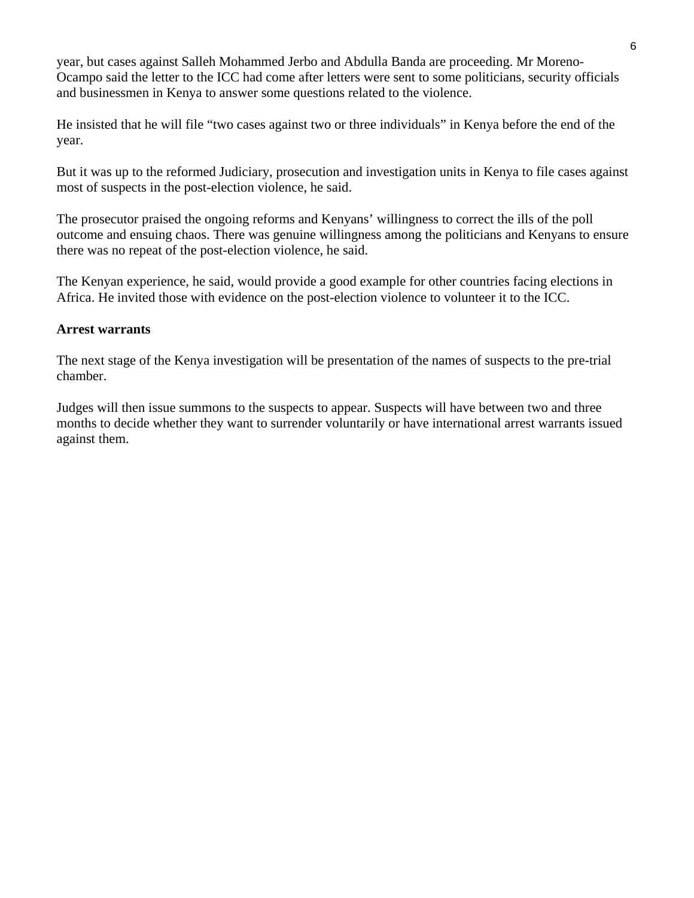year, but cases against Salleh Mohammed Jerbo and Abdulla Banda are proceeding. Mr Moreno-Ocampo said the letter to the ICC had come after letters were sent to some politicians, security officials and businessmen in Kenya to answer some questions related to the violence.

He insisted that he will file "two cases against two or three individuals" in Kenya before the end of the year.

But it was up to the reformed Judiciary, prosecution and investigation units in Kenya to file cases against most of suspects in the post-election violence, he said.

The prosecutor praised the ongoing reforms and Kenyans' willingness to correct the ills of the poll outcome and ensuing chaos. There was genuine willingness among the politicians and Kenyans to ensure there was no repeat of the post-election violence, he said.

The Kenyan experience, he said, would provide a good example for other countries facing elections in Africa. He invited those with evidence on the post-election violence to volunteer it to the ICC.

**Arrest warrants**

The next stage of the Kenya investigation will be presentation of the names of suspects to the pre-trial chamber.

Judges will then issue summons to the suspects to appear. Suspects will have between two and three months to decide whether they want to surrender voluntarily or have international arrest warrants issued against them.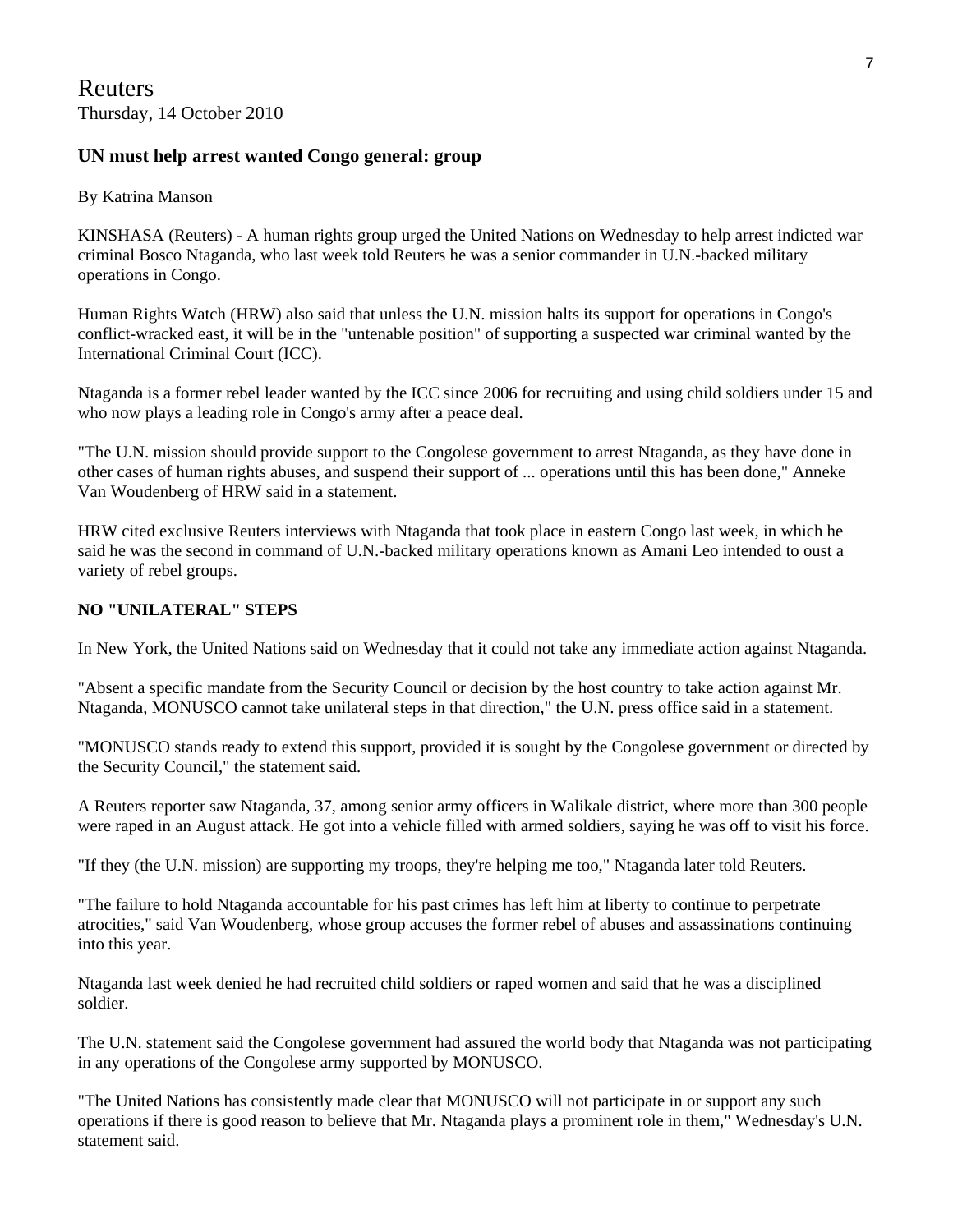Reuters
Thursday, 14 October 2010

### UN must help arrest wanted Congo general: group

By Katrina Manson

KINSHASA (Reuters) - A human rights group urged the United Nations on Wednesday to help arrest indicted war criminal Bosco Ntaganda, who last week told Reuters he was a senior commander in U.N.-backed military operations in Congo.

Human Rights Watch (HRW) also said that unless the U.N. mission halts its support for operations in Congo's conflict-wracked east, it will be in the "untenable position" of supporting a suspected war criminal wanted by the International Criminal Court (ICC).

Ntaganda is a former rebel leader wanted by the ICC since 2006 for recruiting and using child soldiers under 15 and who now plays a leading role in Congo's army after a peace deal.

"The U.N. mission should provide support to the Congolese government to arrest Ntaganda, as they have done in other cases of human rights abuses, and suspend their support of ... operations until this has been done," Anneke Van Woudenberg of HRW said in a statement.

HRW cited exclusive Reuters interviews with Ntaganda that took place in eastern Congo last week, in which he said he was the second in command of U.N.-backed military operations known as Amani Leo intended to oust a variety of rebel groups.

**NO "UNILATERAL" STEPS**

In New York, the United Nations said on Wednesday that it could not take any immediate action against Ntaganda.

"Absent a specific mandate from the Security Council or decision by the host country to take action against Mr. Ntaganda, MONUSCO cannot take unilateral steps in that direction," the U.N. press office said in a statement.

"MONUSCO stands ready to extend this support, provided it is sought by the Congolese government or directed by the Security Council," the statement said.

A Reuters reporter saw Ntaganda, 37, among senior army officers in Walikale district, where more than 300 people were raped in an August attack. He got into a vehicle filled with armed soldiers, saying he was off to visit his force.

"If they (the U.N. mission) are supporting my troops, they're helping me too," Ntaganda later told Reuters.

"The failure to hold Ntaganda accountable for his past crimes has left him at liberty to continue to perpetrate atrocities," said Van Woudenberg, whose group accuses the former rebel of abuses and assassinations continuing into this year.

Ntaganda last week denied he had recruited child soldiers or raped women and said that he was a disciplined soldier.

The U.N. statement said the Congolese government had assured the world body that Ntaganda was not participating in any operations of the Congolese army supported by MONUSCO.

"The United Nations has consistently made clear that MONUSCO will not participate in or support any such operations if there is good reason to believe that Mr. Ntaganda plays a prominent role in them," Wednesday's U.N. statement said.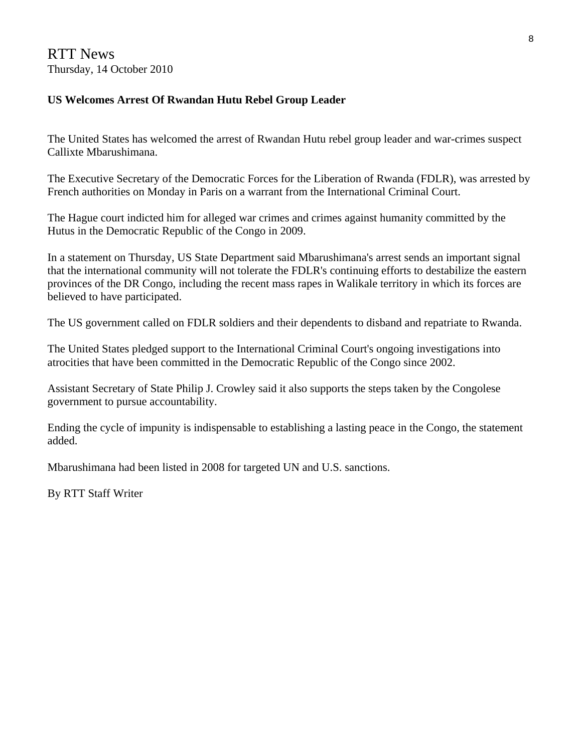RTT News
Thursday, 14 October 2010

**US Welcomes Arrest Of Rwandan Hutu Rebel Group Leader**

The United States has welcomed the arrest of Rwandan Hutu rebel group leader and war-crimes suspect Callixte Mbarushimana.

The Executive Secretary of the Democratic Forces for the Liberation of Rwanda (FDLR), was arrested by French authorities on Monday in Paris on a warrant from the International Criminal Court.

The Hague court indicted him for alleged war crimes and crimes against humanity committed by the Hutus in the Democratic Republic of the Congo in 2009.

In a statement on Thursday, US State Department said Mbarushimana's arrest sends an important signal that the international community will not tolerate the FDLR's continuing efforts to destabilize the eastern provinces of the DR Congo, including the recent mass rapes in Walikale territory in which its forces are believed to have participated.

The US government called on FDLR soldiers and their dependents to disband and repatriate to Rwanda.

The United States pledged support to the International Criminal Court's ongoing investigations into atrocities that have been committed in the Democratic Republic of the Congo since 2002.

Assistant Secretary of State Philip J. Crowley said it also supports the steps taken by the Congolese government to pursue accountability.

Ending the cycle of impunity is indispensable to establishing a lasting peace in the Congo, the statement added.

Mbarushimana had been listed in 2008 for targeted UN and U.S. sanctions.

By RTT Staff Writer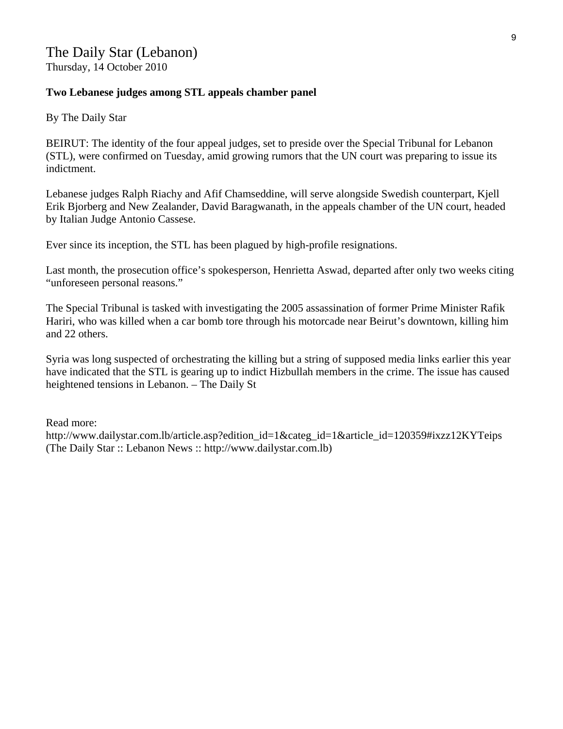The Daily Star (Lebanon)
Thursday, 14 October 2010

**Two Lebanese judges among STL appeals chamber panel**

By The Daily Star

BEIRUT: The identity of the four appeal judges, set to preside over the Special Tribunal for Lebanon (STL), were confirmed on Tuesday, amid growing rumors that the UN court was preparing to issue its indictment.

Lebanese judges Ralph Riachy and Afif Chamseddine, will serve alongside Swedish counterpart, Kjell Erik Bjorberg and New Zealander, David Baragwanath, in the appeals chamber of the UN court, headed by Italian Judge Antonio Cassese.

Ever since its inception, the STL has been plagued by high-profile resignations.

Last month, the prosecution office's spokesperson, Henrietta Aswad, departed after only two weeks citing "unforeseen personal reasons."

The Special Tribunal is tasked with investigating the 2005 assassination of former Prime Minister Rafik Hariri, who was killed when a car bomb tore through his motorcade near Beirut's downtown, killing him and 22 others.

Syria was long suspected of orchestrating the killing but a string of supposed media links earlier this year have indicated that the STL is gearing up to indict Hizbullah members in the crime. The issue has caused heightened tensions in Lebanon. – The Daily St

Read more:
http://www.dailystar.com.lb/article.asp?edition_id=1&categ_id=1&article_id=120359#ixzz12KYTeips
(The Daily Star :: Lebanon News :: http://www.dailystar.com.lb)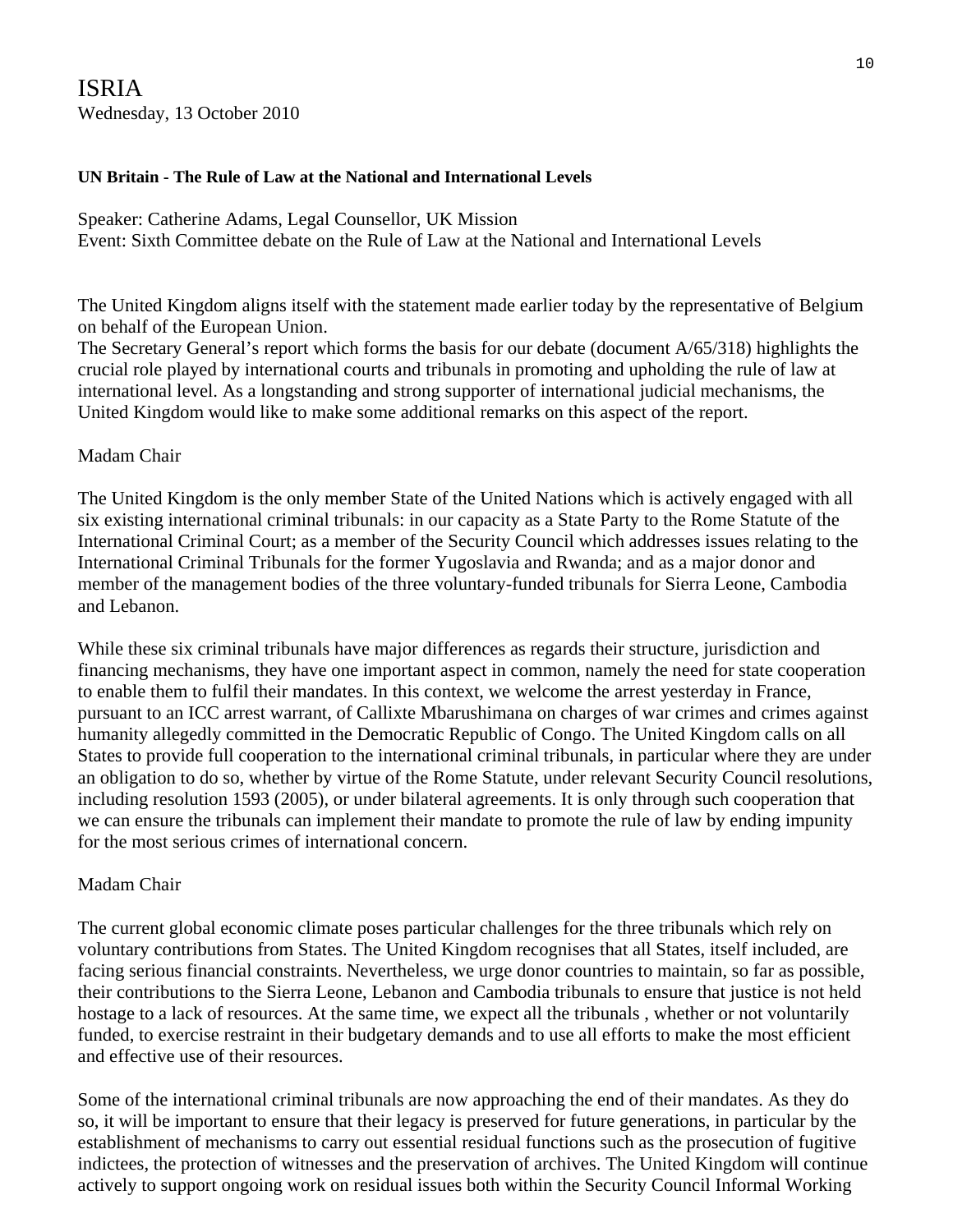ISRIA
Wednesday, 13 October 2010

**UN Britain - The Rule of Law at the National and International Levels**

Speaker: Catherine Adams, Legal Counsellor, UK Mission
Event: Sixth Committee debate on the Rule of Law at the National and International Levels

The United Kingdom aligns itself with the statement made earlier today by the representative of Belgium on behalf of the European Union.
The Secretary General's report which forms the basis for our debate (document A/65/318) highlights the crucial role played by international courts and tribunals in promoting and upholding the rule of law at international level. As a longstanding and strong supporter of international judicial mechanisms, the United Kingdom would like to make some additional remarks on this aspect of the report.

Madam Chair

The United Kingdom is the only member State of the United Nations which is actively engaged with all six existing international criminal tribunals: in our capacity as a State Party to the Rome Statute of the International Criminal Court; as a member of the Security Council which addresses issues relating to the International Criminal Tribunals for the former Yugoslavia and Rwanda; and as a major donor and member of the management bodies of the three voluntary-funded tribunals for Sierra Leone, Cambodia and Lebanon.

While these six criminal tribunals have major differences as regards their structure, jurisdiction and financing mechanisms, they have one important aspect in common, namely the need for state cooperation to enable them to fulfil their mandates. In this context, we welcome the arrest yesterday in France, pursuant to an ICC arrest warrant, of Callixte Mbarushimana on charges of war crimes and crimes against humanity allegedly committed in the Democratic Republic of Congo. The United Kingdom calls on all States to provide full cooperation to the international criminal tribunals, in particular where they are under an obligation to do so, whether by virtue of the Rome Statute, under relevant Security Council resolutions, including resolution 1593 (2005), or under bilateral agreements. It is only through such cooperation that we can ensure the tribunals can implement their mandate to promote the rule of law by ending impunity for the most serious crimes of international concern.

Madam Chair

The current global economic climate poses particular challenges for the three tribunals which rely on voluntary contributions from States. The United Kingdom recognises that all States, itself included, are facing serious financial constraints. Nevertheless, we urge donor countries to maintain, so far as possible, their contributions to the Sierra Leone, Lebanon and Cambodia tribunals to ensure that justice is not held hostage to a lack of resources. At the same time, we expect all the tribunals , whether or not voluntarily funded, to exercise restraint in their budgetary demands and to use all efforts to make the most efficient and effective use of their resources.

Some of the international criminal tribunals are now approaching the end of their mandates. As they do so, it will be important to ensure that their legacy is preserved for future generations, in particular by the establishment of mechanisms to carry out essential residual functions such as the prosecution of fugitive indictees, the protection of witnesses and the preservation of archives. The United Kingdom will continue actively to support ongoing work on residual issues both within the Security Council Informal Working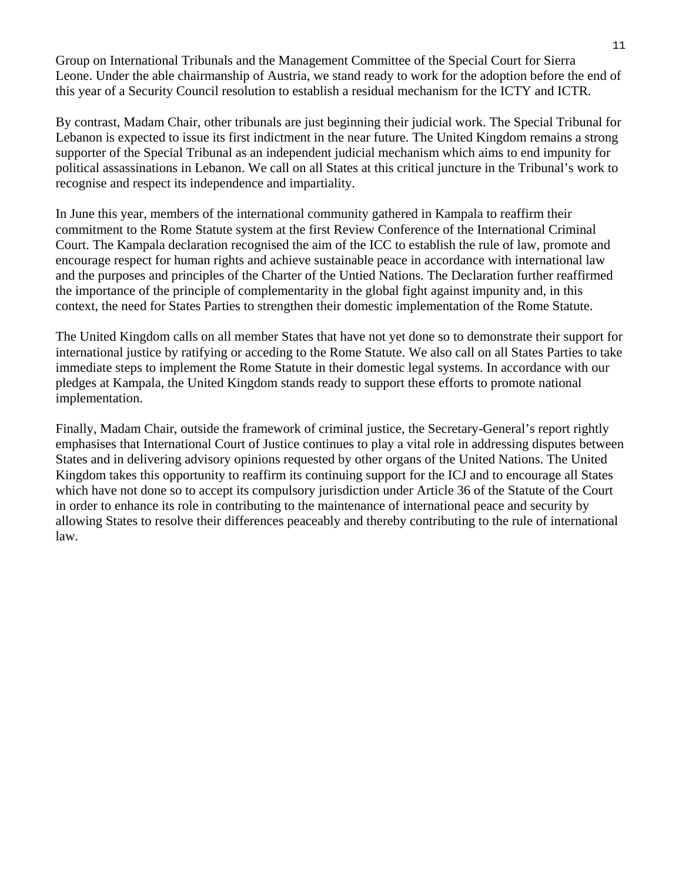Group on International Tribunals and the Management Committee of the Special Court for Sierra Leone. Under the able chairmanship of Austria, we stand ready to work for the adoption before the end of this year of a Security Council resolution to establish a residual mechanism for the ICTY and ICTR.

By contrast, Madam Chair, other tribunals are just beginning their judicial work. The Special Tribunal for Lebanon is expected to issue its first indictment in the near future. The United Kingdom remains a strong supporter of the Special Tribunal as an independent judicial mechanism which aims to end impunity for political assassinations in Lebanon. We call on all States at this critical juncture in the Tribunal's work to recognise and respect its independence and impartiality.

In June this year, members of the international community gathered in Kampala to reaffirm their commitment to the Rome Statute system at the first Review Conference of the International Criminal Court. The Kampala declaration recognised the aim of the ICC to establish the rule of law, promote and encourage respect for human rights and achieve sustainable peace in accordance with international law and the purposes and principles of the Charter of the Untied Nations. The Declaration further reaffirmed the importance of the principle of complementarity in the global fight against impunity and, in this context, the need for States Parties to strengthen their domestic implementation of the Rome Statute.

The United Kingdom calls on all member States that have not yet done so to demonstrate their support for international justice by ratifying or acceding to the Rome Statute. We also call on all States Parties to take immediate steps to implement the Rome Statute in their domestic legal systems. In accordance with our pledges at Kampala, the United Kingdom stands ready to support these efforts to promote national implementation.

Finally, Madam Chair, outside the framework of criminal justice, the Secretary-General's report rightly emphasises that International Court of Justice continues to play a vital role in addressing disputes between States and in delivering advisory opinions requested by other organs of the United Nations. The United Kingdom takes this opportunity to reaffirm its continuing support for the ICJ and to encourage all States which have not done so to accept its compulsory jurisdiction under Article 36 of the Statute of the Court in order to enhance its role in contributing to the maintenance of international peace and security by allowing States to resolve their differences peaceably and thereby contributing to the rule of international law.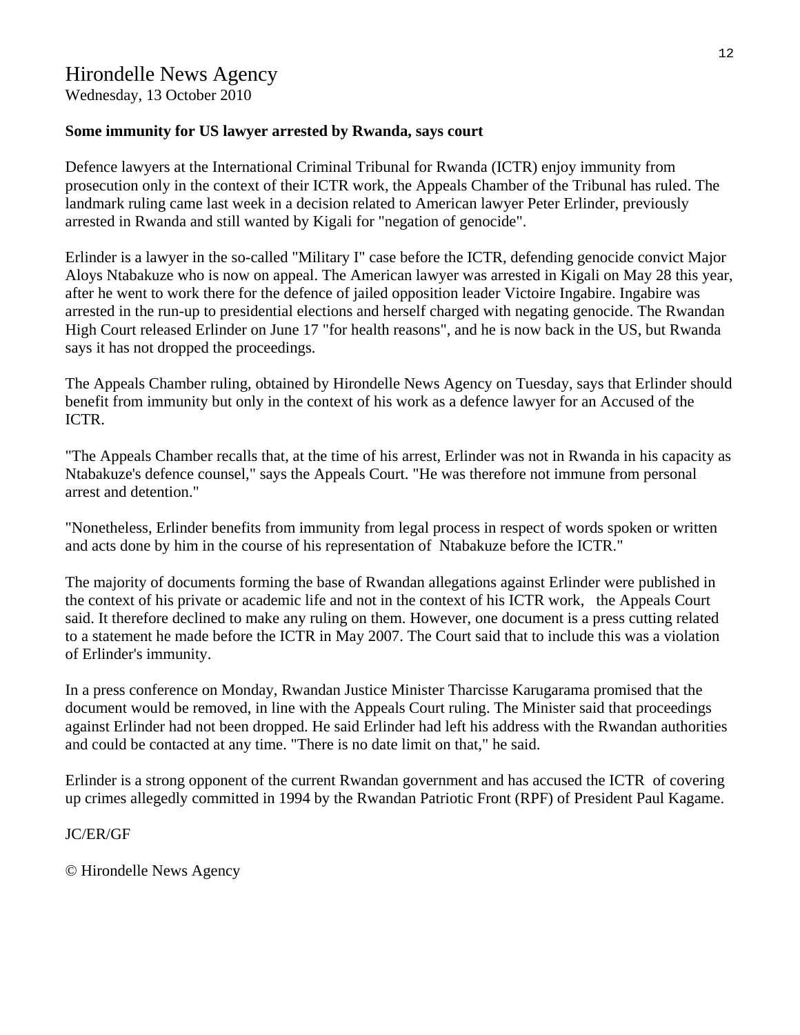Hirondelle News Agency
Wednesday, 13 October 2010

**Some immunity for US lawyer arrested by Rwanda, says court**

Defence lawyers at the International Criminal Tribunal for Rwanda (ICTR) enjoy immunity from prosecution only in the context of their ICTR work, the Appeals Chamber of the Tribunal has ruled. The landmark ruling came last week in a decision related to American lawyer Peter Erlinder, previously arrested in Rwanda and still wanted by Kigali for "negation of genocide".

Erlinder is a lawyer in the so-called "Military I" case before the ICTR, defending genocide convict Major Aloys Ntabakuze who is now on appeal. The American lawyer was arrested in Kigali on May 28 this year, after he went to work there for the defence of jailed opposition leader Victoire Ingabire. Ingabire was arrested in the run-up to presidential elections and herself charged with negating genocide. The Rwandan High Court released Erlinder on June 17 "for health reasons", and he is now back in the US, but Rwanda says it has not dropped the proceedings.

The Appeals Chamber ruling, obtained by Hirondelle News Agency on Tuesday, says that Erlinder should benefit from immunity but only in the context of his work as a defence lawyer for an Accused of the ICTR.

"The Appeals Chamber recalls that, at the time of his arrest, Erlinder was not in Rwanda in his capacity as Ntabakuze's defence counsel," says the Appeals Court. "He was therefore not immune from personal arrest and detention."

"Nonetheless, Erlinder benefits from immunity from legal process in respect of words spoken or written and acts done by him in the course of his representation of Ntabakuze before the ICTR."

The majority of documents forming the base of Rwandan allegations against Erlinder were published in the context of his private or academic life and not in the context of his ICTR work, the Appeals Court said. It therefore declined to make any ruling on them. However, one document is a press cutting related to a statement he made before the ICTR in May 2007. The Court said that to include this was a violation of Erlinder's immunity.

In a press conference on Monday, Rwandan Justice Minister Tharcisse Karugarama promised that the document would be removed, in line with the Appeals Court ruling. The Minister said that proceedings against Erlinder had not been dropped. He said Erlinder had left his address with the Rwandan authorities and could be contacted at any time. "There is no date limit on that," he said.

Erlinder is a strong opponent of the current Rwandan government and has accused the ICTR of covering up crimes allegedly committed in 1994 by the Rwandan Patriotic Front (RPF) of President Paul Kagame.

JC/ER/GF

© Hirondelle News Agency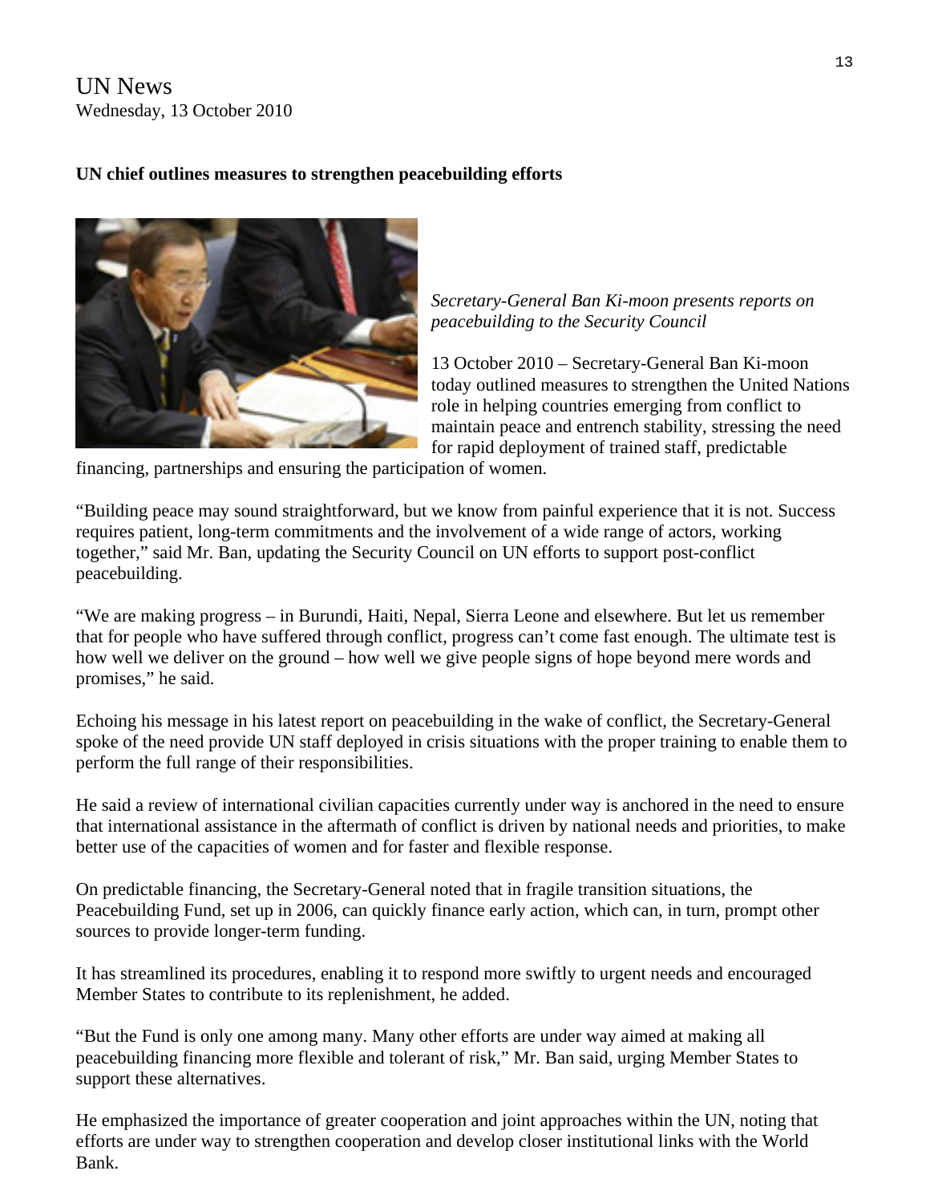UN News
Wednesday, 13 October 2010

**UN chief outlines measures to strengthen peacebuilding efforts**

*Secretary-General Ban Ki-moon presents reports on peacebuilding to the Security Council*

13 October 2010 – Secretary-General Ban Ki-moon today outlined measures to strengthen the United Nations role in helping countries emerging from conflict to maintain peace and entrench stability, stressing the need for rapid deployment of trained staff, predictable financing, partnerships and ensuring the participation of women.

"Building peace may sound straightforward, but we know from painful experience that it is not. Success requires patient, long-term commitments and the involvement of a wide range of actors, working together," said Mr. Ban, updating the Security Council on UN efforts to support post-conflict peacebuilding.

"We are making progress – in Burundi, Haiti, Nepal, Sierra Leone and elsewhere. But let us remember that for people who have suffered through conflict, progress can't come fast enough. The ultimate test is how well we deliver on the ground – how well we give people signs of hope beyond mere words and promises," he said.

Echoing his message in his latest report on peacebuilding in the wake of conflict, the Secretary-General spoke of the need provide UN staff deployed in crisis situations with the proper training to enable them to perform the full range of their responsibilities.

He said a review of international civilian capacities currently under way is anchored in the need to ensure that international assistance in the aftermath of conflict is driven by national needs and priorities, to make better use of the capacities of women and for faster and flexible response.

On predictable financing, the Secretary-General noted that in fragile transition situations, the Peacebuilding Fund, set up in 2006, can quickly finance early action, which can, in turn, prompt other sources to provide longer-term funding.

It has streamlined its procedures, enabling it to respond more swiftly to urgent needs and encouraged Member States to contribute to its replenishment, he added.

"But the Fund is only one among many. Many other efforts are under way aimed at making all peacebuilding financing more flexible and tolerant of risk," Mr. Ban said, urging Member States to support these alternatives.

He emphasized the importance of greater cooperation and joint approaches within the UN, noting that efforts are under way to strengthen cooperation and develop closer institutional links with the World Bank.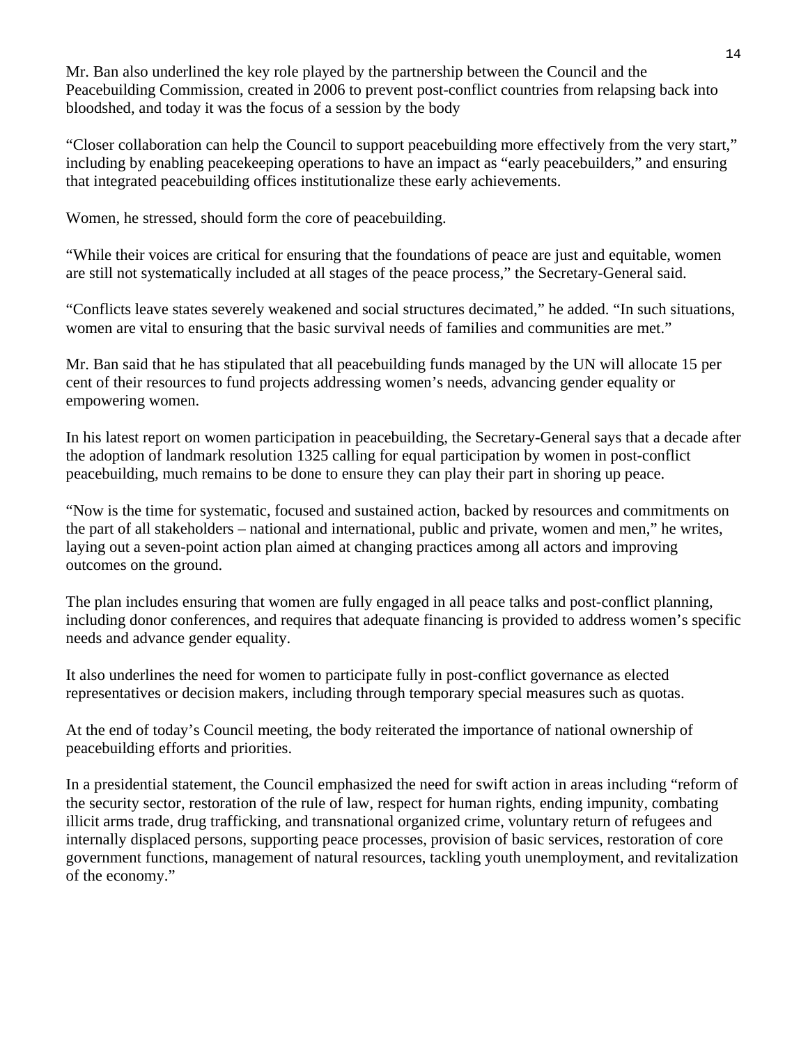Mr. Ban also underlined the key role played by the partnership between the Council and the Peacebuilding Commission, created in 2006 to prevent post-conflict countries from relapsing back into bloodshed, and today it was the focus of a session by the body

“Closer collaboration can help the Council to support peacebuilding more effectively from the very start,” including by enabling peacekeeping operations to have an impact as “early peacebuilders,” and ensuring that integrated peacebuilding offices institutionalize these early achievements.

Women, he stressed, should form the core of peacebuilding.

“While their voices are critical for ensuring that the foundations of peace are just and equitable, women are still not systematically included at all stages of the peace process,” the Secretary-General said.

“Conflicts leave states severely weakened and social structures decimated,” he added. “In such situations, women are vital to ensuring that the basic survival needs of families and communities are met.”

Mr. Ban said that he has stipulated that all peacebuilding funds managed by the UN will allocate 15 per cent of their resources to fund projects addressing women’s needs, advancing gender equality or empowering women.

In his latest report on women participation in peacebuilding, the Secretary-General says that a decade after the adoption of landmark resolution 1325 calling for equal participation by women in post-conflict peacebuilding, much remains to be done to ensure they can play their part in shoring up peace.

“Now is the time for systematic, focused and sustained action, backed by resources and commitments on the part of all stakeholders – national and international, public and private, women and men,” he writes, laying out a seven-point action plan aimed at changing practices among all actors and improving outcomes on the ground.

The plan includes ensuring that women are fully engaged in all peace talks and post-conflict planning, including donor conferences, and requires that adequate financing is provided to address women’s specific needs and advance gender equality.

It also underlines the need for women to participate fully in post-conflict governance as elected representatives or decision makers, including through temporary special measures such as quotas.

At the end of today’s Council meeting, the body reiterated the importance of national ownership of peacebuilding efforts and priorities.

In a presidential statement, the Council emphasized the need for swift action in areas including “reform of the security sector, restoration of the rule of law, respect for human rights, ending impunity, combating illicit arms trade, drug trafficking, and transnational organized crime, voluntary return of refugees and internally displaced persons, supporting peace processes, provision of basic services, restoration of core government functions, management of natural resources, tackling youth unemployment, and revitalization of the economy.”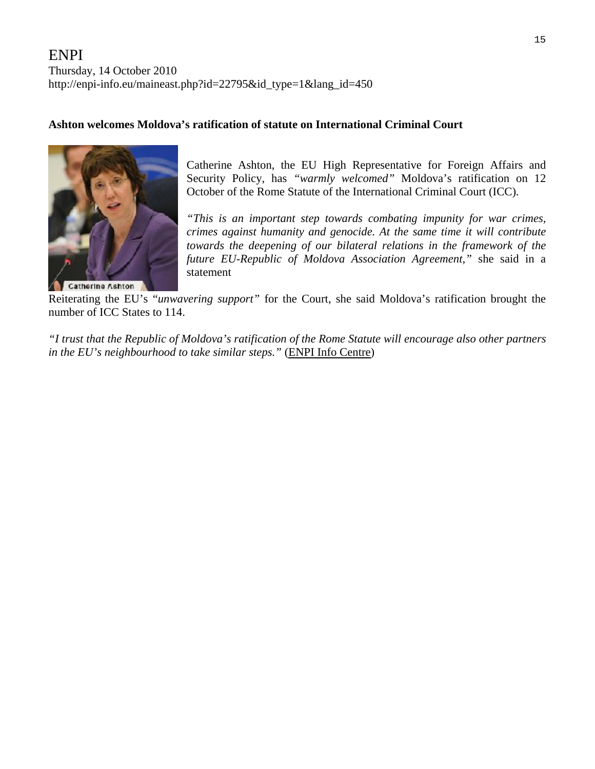ENPI
Thursday, 14 October 2010
http://enpi-info.eu/maineast.php?id=22795&id_type=1&lang_id=450

**Ashton welcomes Moldova's ratification of statute on International Criminal Court**

Catherine Ashton, the EU High Representative for Foreign Affairs and Security Policy, has *"warmly welcomed"* Moldova's ratification on 12 October of the Rome Statute of the International Criminal Court (ICC).

*"This is an important step towards combating impunity for war crimes, crimes against humanity and genocide. At the same time it will contribute towards the deepening of our bilateral relations in the framework of the future EU-Republic of Moldova Association Agreement,"* she said in a statement

Reiterating the EU's *"unwavering support"* for the Court, she said Moldova's ratification brought the number of ICC States to 114.

*"I trust that the Republic of Moldova's ratification of the Rome Statute will encourage also other partners in the EU's neighbourhood to take similar steps."* (ENPI Info Centre)